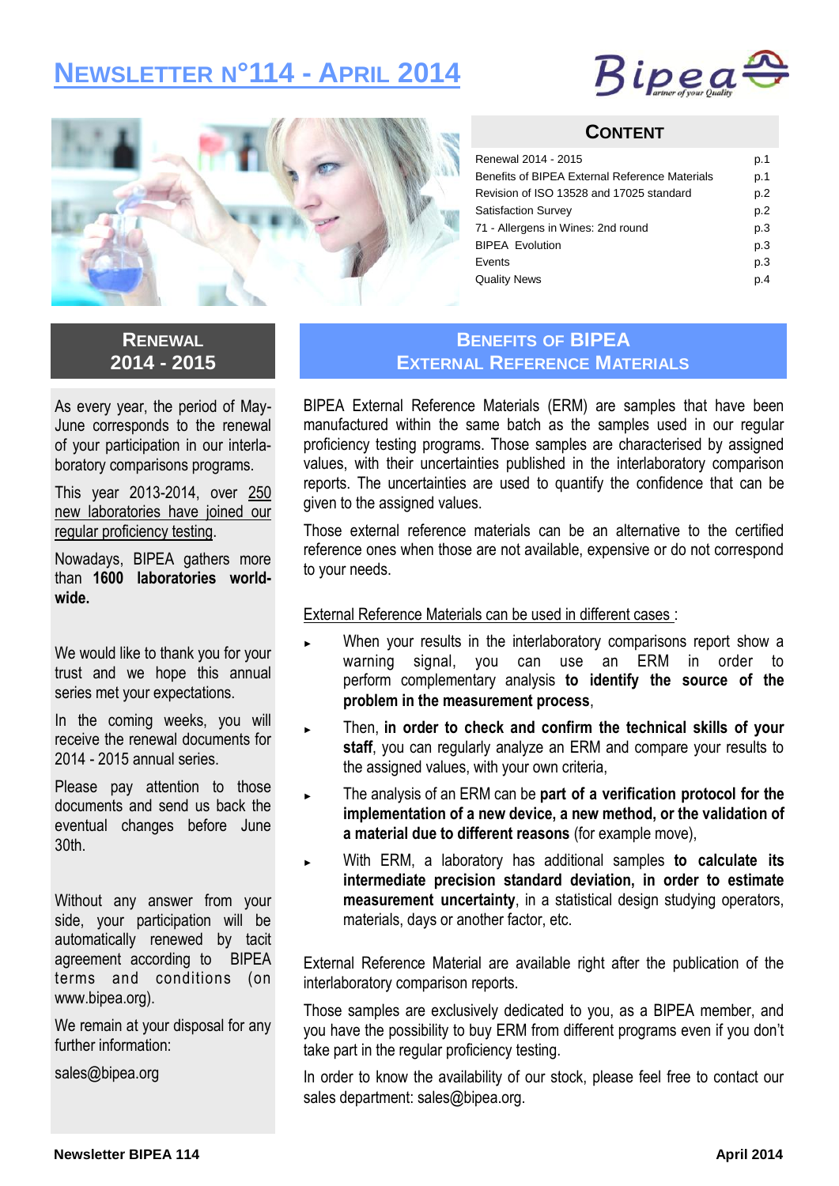# NEWSLETTER N°114 - APRIL 2014

## CONTENT

| | |
|---|---|
| Renewal 2014 - 2015 | p.1 |
| Benefits of BIPEA External Reference Materials | p.1 |
| Revision of ISO 13528 and 17025 standard | p.2 |
| Satisfaction Survey | p.2 |
| 71 - Allergens in Wines: 2nd round | p.3 |
| BIPEA Evolution | p.3 |
| Events | p.3 |
| Quality News | p.4 |

## RENEWAL 2014 - 2015

As every year, the period of May-June corresponds to the renewal of your participation in our interlaboratory comparisons programs.

This year 2013-2014, over 250 new laboratories have joined our regular proficiency testing.

Nowadays, BIPEA gathers more than **1600 laboratories worldwide.**

We would like to thank you for your trust and we hope this annual series met your expectations.

In the coming weeks, you will receive the renewal documents for 2014 - 2015 annual series.

Please pay attention to those documents and send us back the eventual changes before June 30th.

Without any answer from your side, your participation will be automatically renewed by tacit agreement according to BIPEA terms and conditions (on www.bipea.org).

We remain at your disposal for any further information:

sales@bipea.org

## BENEFITS OF BIPEA EXTERNAL REFERENCE MATERIALS

BIPEA External Reference Materials (ERM) are samples that have been manufactured within the same batch as the samples used in our regular proficiency testing programs. Those samples are characterised by assigned values, with their uncertainties published in the interlaboratory comparison reports. The uncertainties are used to quantify the confidence that can be given to the assigned values.

Those external reference materials can be an alternative to the certified reference ones when those are not available, expensive or do not correspond to your needs.

External Reference Materials can be used in different cases :

- When your results in the interlaboratory comparisons report show a warning signal, you can use an ERM in order to perform complementary analysis **to identify the source of the problem in the measurement process**,
- Then, **in order to check and confirm the technical skills of your staff**, you can regularly analyze an ERM and compare your results to the assigned values, with your own criteria,
- The analysis of an ERM can be **part of a verification protocol for the implementation of a new device, a new method, or the validation of a material due to different reasons** (for example move),
- With ERM, a laboratory has additional samples **to calculate its intermediate precision standard deviation, in order to estimate measurement uncertainty**, in a statistical design studying operators, materials, days or another factor, etc.

External Reference Material are available right after the publication of the interlaboratory comparison reports.

Those samples are exclusively dedicated to you, as a BIPEA member, and you have the possibility to buy ERM from different programs even if you don't take part in the regular proficiency testing.

In order to know the availability of our stock, please feel free to contact our sales department: sales@bipea.org.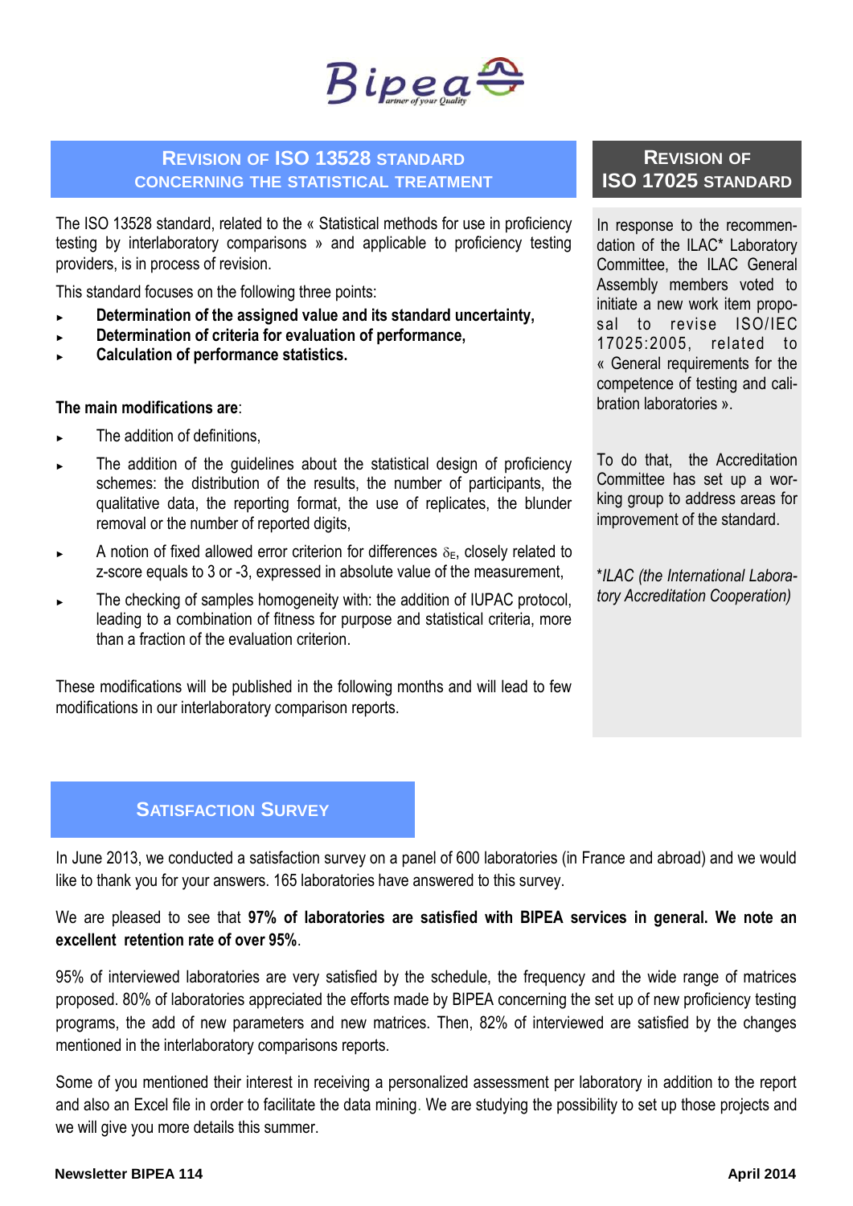## Revision of ISO 13528 standard concerning the statistical treatment

The ISO 13528 standard, related to the « Statistical methods for use in proficiency testing by interlaboratory comparisons » and applicable to proficiency testing providers, is in process of revision.

This standard focuses on the following three points:

- **Determination of the assigned value and its standard uncertainty,**
- **Determination of criteria for evaluation of performance,**
- **Calculation of performance statistics.**

**The main modifications are**:

- The addition of definitions,
- The addition of the guidelines about the statistical design of proficiency schemes: the distribution of the results, the number of participants, the qualitative data, the reporting format, the use of replicates, the blunder removal or the number of reported digits,
- A notion of fixed allowed error criterion for differences $\delta_E$, closely related to z-score equals to 3 or -3, expressed in absolute value of the measurement,
- The checking of samples homogeneity with: the addition of IUPAC protocol, leading to a combination of fitness for purpose and statistical criteria, more than a fraction of the evaluation criterion.

These modifications will be published in the following months and will lead to few modifications in our interlaboratory comparison reports.

## Revision of ISO 17025 standard

In response to the recommendation of the ILAC* Laboratory Committee, the ILAC General Assembly members voted to initiate a new work item proposal to revise ISO/IEC 17025:2005, related to « General requirements for the competence of testing and calibration laboratories ».

To do that, the Accreditation Committee has set up a working group to address areas for improvement of the standard.

**ILAC (the International Laboratory Accreditation Cooperation)*

## Satisfaction Survey

In June 2013, we conducted a satisfaction survey on a panel of 600 laboratories (in France and abroad) and we would like to thank you for your answers. 165 laboratories have answered to this survey.

We are pleased to see that **97% of laboratories are satisfied with BIPEA services in general. We note an excellent retention rate of over 95%**.

95% of interviewed laboratories are very satisfied by the schedule, the frequency and the wide range of matrices proposed. 80% of laboratories appreciated the efforts made by BIPEA concerning the set up of new proficiency testing programs, the add of new parameters and new matrices. Then, 82% of interviewed are satisfied by the changes mentioned in the interlaboratory comparisons reports.

Some of you mentioned their interest in receiving a personalized assessment per laboratory in addition to the report and also an Excel file in order to facilitate the data mining. We are studying the possibility to set up those projects and we will give you more details this summer.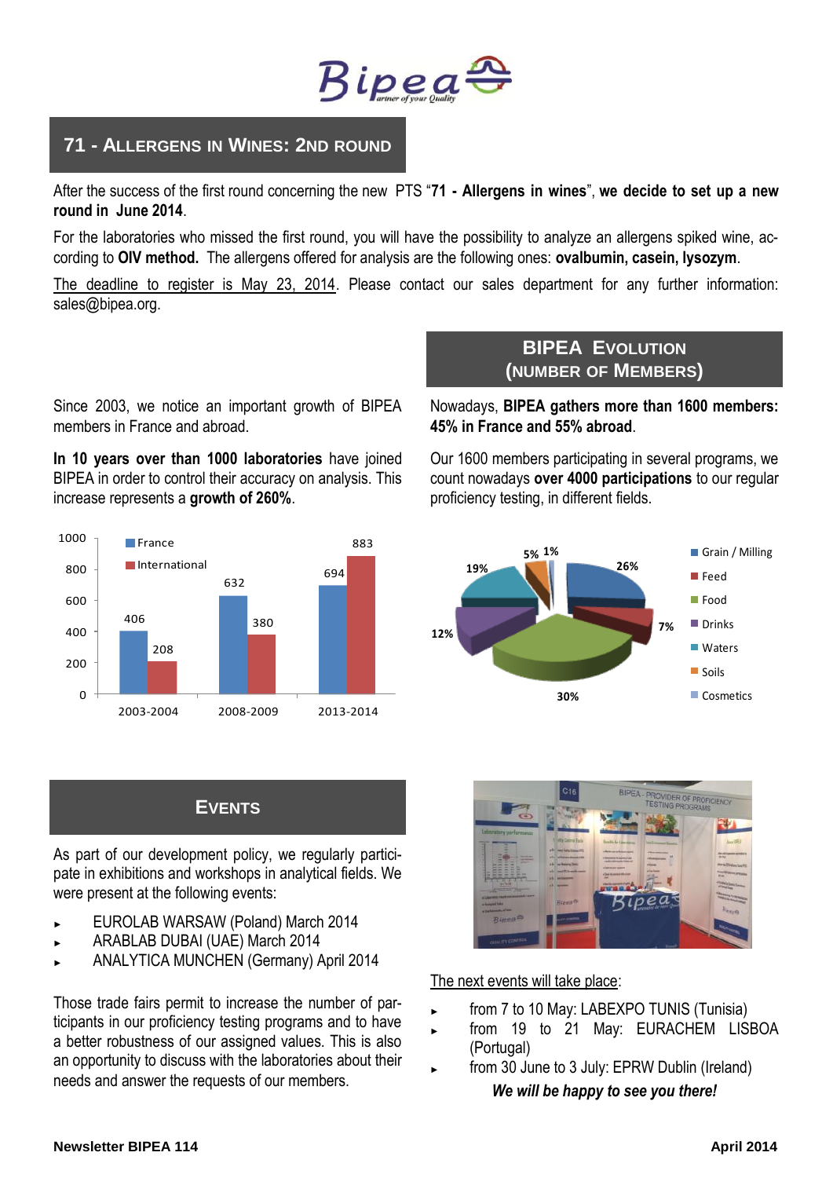## 71 - Allergens in Wines: 2nd round

After the success of the first round concerning the new PTS "**71 - Allergens in wines**", **we decide to set up a new round in June 2014**.

For the laboratories who missed the first round, you will have the possibility to analyze an allergens spiked wine, according to **OIV method.** The allergens offered for analysis are the following ones: **ovalbumin, casein, lysozym**.

The deadline to register is May 23, 2014. Please contact our sales department for any further information: sales@bipea.org.

## BIPEA Evolution (number of Members)

Since 2003, we notice an important growth of BIPEA members in France and abroad.

**In 10 years over than 1000 laboratories** have joined BIPEA in order to control their accuracy on analysis. This increase represents a **growth of 260%**.

| | France | International |
|---|---|---|
| 2003-2004 | 406 | 208 |
| 2008-2009 | 632 | 380 |
| 2013-2014 | 694 | 883 |

Nowadays, **BIPEA gathers more than 1600 members: 45% in France and 55% abroad**.

Our 1600 members participating in several programs, we count nowadays **over 4000 participations** to our regular proficiency testing, in different fields.

| Field | Share |
|---|---|
| Grain / Milling | 26% |
| Feed | 7% |
| Food | 30% |
| Drinks | 12% |
| Waters | 19% |
| Soils | 5% |
| Cosmetics | 1% |

## Events

As part of our development policy, we regularly participate in exhibitions and workshops in analytical fields. We were present at the following events:

- EUROLAB WARSAW (Poland) March 2014
- ARABLAB DUBAI (UAE) March 2014
- ANALYTICA MUNCHEN (Germany) April 2014

Those trade fairs permit to increase the number of participants in our proficiency testing programs and to have a better robustness of our assigned values. This is also an opportunity to discuss with the laboratories about their needs and answer the requests of our members.

The next events will take place:

- from 7 to 10 May: LABEXPO TUNIS (Tunisia)
- from 19 to 21 May: EURACHEM LISBOA (Portugal)
- from 30 June to 3 July: EPRW Dublin (Ireland)

***We will be happy to see you there!***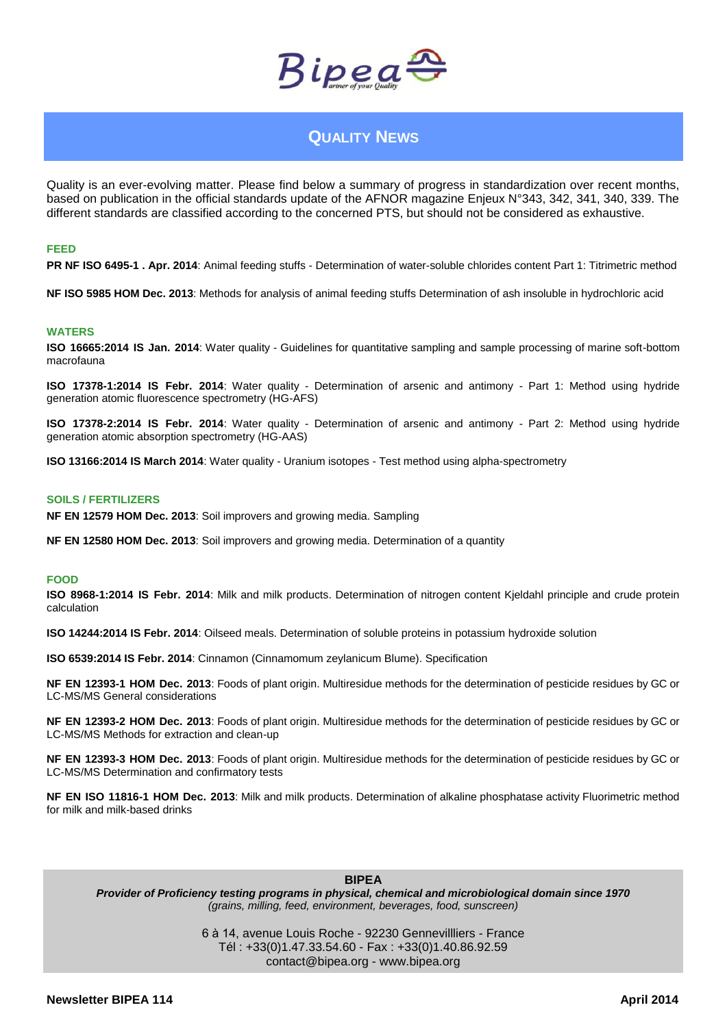# Quality News

Quality is an ever-evolving matter. Please find below a summary of progress in standardization over recent months, based on publication in the official standards update of the AFNOR magazine Enjeux N°343, 342, 341, 340, 339. The different standards are classified according to the concerned PTS, but should not be considered as exhaustive.

## FEED

**PR NF ISO 6495-1 . Apr. 2014**: Animal feeding stuffs - Determination of water-soluble chlorides content Part 1: Titrimetric method

**NF ISO 5985 HOM Dec. 2013**: Methods for analysis of animal feeding stuffs Determination of ash insoluble in hydrochloric acid

## WATERS

**ISO 16665:2014 IS Jan. 2014**: Water quality - Guidelines for quantitative sampling and sample processing of marine soft-bottom macrofauna

**ISO 17378-1:2014 IS Febr. 2014**: Water quality - Determination of arsenic and antimony - Part 1: Method using hydride generation atomic fluorescence spectrometry (HG-AFS)

**ISO 17378-2:2014 IS Febr. 2014**: Water quality - Determination of arsenic and antimony - Part 2: Method using hydride generation atomic absorption spectrometry (HG-AAS)

**ISO 13166:2014 IS March 2014**: Water quality - Uranium isotopes - Test method using alpha-spectrometry

## SOILS / FERTILIZERS

**NF EN 12579 HOM Dec. 2013**: Soil improvers and growing media. Sampling

**NF EN 12580 HOM Dec. 2013**: Soil improvers and growing media. Determination of a quantity

## FOOD

**ISO 8968-1:2014 IS Febr. 2014**: Milk and milk products. Determination of nitrogen content Kjeldahl principle and crude protein calculation

**ISO 14244:2014 IS Febr. 2014**: Oilseed meals. Determination of soluble proteins in potassium hydroxide solution

**ISO 6539:2014 IS Febr. 2014**: Cinnamon (Cinnamomum zeylanicum Blume). Specification

**NF EN 12393-1 HOM Dec. 2013**: Foods of plant origin. Multiresidue methods for the determination of pesticide residues by GC or LC-MS/MS General considerations

**NF EN 12393-2 HOM Dec. 2013**: Foods of plant origin. Multiresidue methods for the determination of pesticide residues by GC or LC-MS/MS Methods for extraction and clean-up

**NF EN 12393-3 HOM Dec. 2013**: Foods of plant origin. Multiresidue methods for the determination of pesticide residues by GC or LC-MS/MS Determination and confirmatory tests

**NF EN ISO 11816-1 HOM Dec. 2013**: Milk and milk products. Determination of alkaline phosphatase activity Fluorimetric method for milk and milk-based drinks

**BIPEA**

***Provider of Proficiency testing programs in physical, chemical and microbiological domain since 1970***

*(grains, milling, feed, environment, beverages, food, sunscreen)*

6 à 14, avenue Louis Roche - 92230 Gennevillliers - France
Tél : +33(0)1.47.33.54.60 - Fax : +33(0)1.40.86.92.59
contact@bipea.org - www.bipea.org